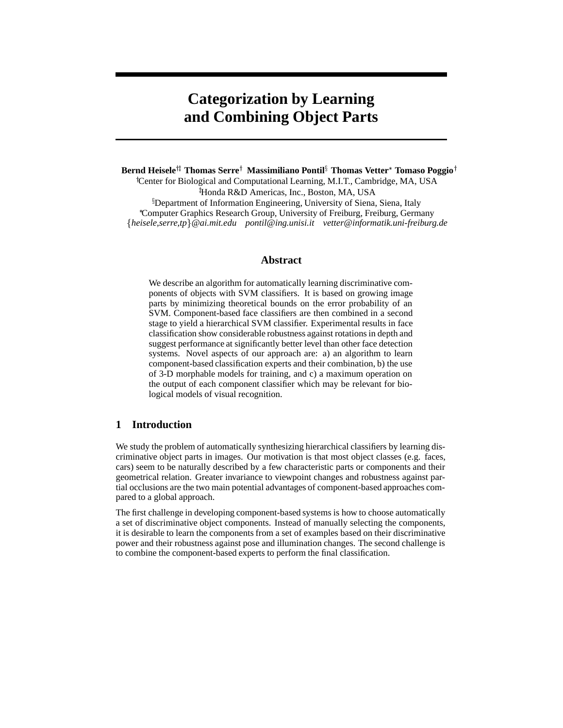# Categorization by Learning and Combining Object Parts

**Bernd Heisele**[†‡] **Thomas Serre**[†] **Massimiliano Pontil**[§] **Thomas Vetter**[*] **Tomaso Poggio**[†]

[†]Center for Biological and Computational Learning, M.I.T., Cambridge, MA, USA
[‡]Honda R&D Americas, Inc., Boston, MA, USA
[§]Department of Information Engineering, University of Siena, Siena, Italy
[*]Computer Graphics Research Group, University of Freiburg, Freiburg, Germany
{*heisele,serre,tp*}*@ai.mit.edu* *pontil@ing.unisi.it* *vetter@informatik.uni-freiburg.de*

## Abstract

We describe an algorithm for automatically learning discriminative components of objects with SVM classifiers. It is based on growing image parts by minimizing theoretical bounds on the error probability of an SVM. Component-based face classifiers are then combined in a second stage to yield a hierarchical SVM classifier. Experimental results in face classification show considerable robustness against rotations in depth and suggest performance at significantly better level than other face detection systems. Novel aspects of our approach are: a) an algorithm to learn component-based classification experts and their combination, b) the use of 3-D morphable models for training, and c) a maximum operation on the output of each component classifier which may be relevant for biological models of visual recognition.

## 1 Introduction

We study the problem of automatically synthesizing hierarchical classifiers by learning discriminative object parts in images. Our motivation is that most object classes (e.g. faces, cars) seem to be naturally described by a few characteristic parts or components and their geometrical relation. Greater invariance to viewpoint changes and robustness against partial occlusions are the two main potential advantages of component-based approaches compared to a global approach.

The first challenge in developing component-based systems is how to choose automatically a set of discriminative object components. Instead of manually selecting the components, it is desirable to learn the components from a set of examples based on their discriminative power and their robustness against pose and illumination changes. The second challenge is to combine the component-based experts to perform the final classification.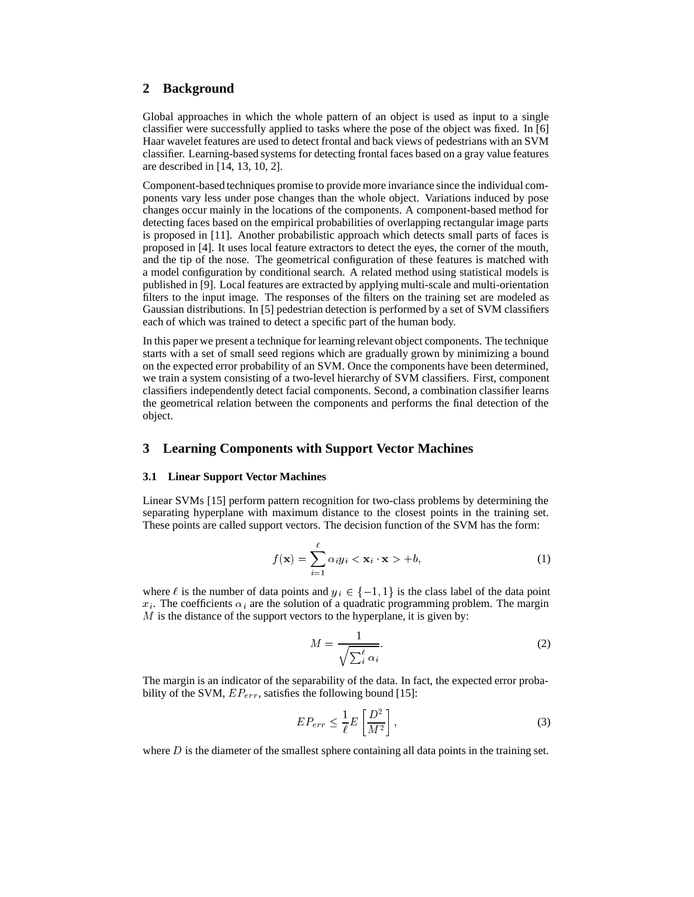## 2 Background

Global approaches in which the whole pattern of an object is used as input to a single classifier were successfully applied to tasks where the pose of the object was fixed. In [6] Haar wavelet features are used to detect frontal and back views of pedestrians with an SVM classifier. Learning-based systems for detecting frontal faces based on a gray value features are described in [14, 13, 10, 2].

Component-based techniques promise to provide more invariance since the individual components vary less under pose changes than the whole object. Variations induced by pose changes occur mainly in the locations of the components. A component-based method for detecting faces based on the empirical probabilities of overlapping rectangular image parts is proposed in [11]. Another probabilistic approach which detects small parts of faces is proposed in [4]. It uses local feature extractors to detect the eyes, the corner of the mouth, and the tip of the nose. The geometrical configuration of these features is matched with a model configuration by conditional search. A related method using statistical models is published in [9]. Local features are extracted by applying multi-scale and multi-orientation filters to the input image. The responses of the filters on the training set are modeled as Gaussian distributions. In [5] pedestrian detection is performed by a set of SVM classifiers each of which was trained to detect a specific part of the human body.

In this paper we present a technique for learning relevant object components. The technique starts with a set of small seed regions which are gradually grown by minimizing a bound on the expected error probability of an SVM. Once the components have been determined, we train a system consisting of a two-level hierarchy of SVM classifiers. First, component classifiers independently detect facial components. Second, a combination classifier learns the geometrical relation between the components and performs the final detection of the object.

## 3 Learning Components with Support Vector Machines

### 3.1 Linear Support Vector Machines

Linear SVMs [15] perform pattern recognition for two-class problems by determining the separating hyperplane with maximum distance to the closest points in the training set. These points are called support vectors. The decision function of the SVM has the form:

$$f(\mathbf{x}) = \sum_{i=1}^{\ell} \alpha_i y_i < \mathbf{x}_i \cdot \mathbf{x} > + b, \tag{1}$$

where $\ell$ is the number of data points and $y_i \in \{-1, 1\}$ is the class label of the data point $x_i$. The coefficients $\alpha_i$ are the solution of a quadratic programming problem. The margin $M$ is the distance of the support vectors to the hyperplane, it is given by:

$$M = \frac{1}{\sqrt{\sum_i^{\ell} \alpha_i}}. \tag{2}$$

The margin is an indicator of the separability of the data. In fact, the expected error probability of the SVM, $EP_{err}$, satisfies the following bound [15]:

$$EP_{err} \leq \frac{1}{\ell} E\left[\frac{D^2}{M^2}\right], \tag{3}$$

where $D$ is the diameter of the smallest sphere containing all data points in the training set.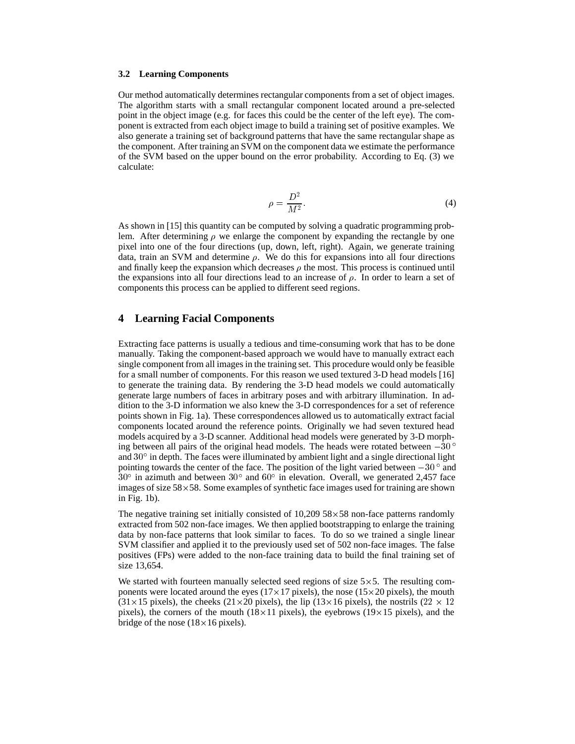### 3.2 Learning Components

Our method automatically determines rectangular components from a set of object images. The algorithm starts with a small rectangular component located around a pre-selected point in the object image (e.g. for faces this could be the center of the left eye). The component is extracted from each object image to build a training set of positive examples. We also generate a training set of background patterns that have the same rectangular shape as the component. After training an SVM on the component data we estimate the performance of the SVM based on the upper bound on the error probability. According to Eq. (3) we calculate:

$$\rho = \frac{D^2}{M^2}. \tag{4}$$

As shown in [15] this quantity can be computed by solving a quadratic programming problem. After determining $\rho$ we enlarge the component by expanding the rectangle by one pixel into one of the four directions (up, down, left, right). Again, we generate training data, train an SVM and determine $\rho$. We do this for expansions into all four directions and finally keep the expansion which decreases $\rho$ the most. This process is continued until the expansions into all four directions lead to an increase of $\rho$. In order to learn a set of components this process can be applied to different seed regions.

## 4 Learning Facial Components

Extracting face patterns is usually a tedious and time-consuming work that has to be done manually. Taking the component-based approach we would have to manually extract each single component from all images in the training set. This procedure would only be feasible for a small number of components. For this reason we used textured 3-D head models [16] to generate the training data. By rendering the 3-D head models we could automatically generate large numbers of faces in arbitrary poses and with arbitrary illumination. In addition to the 3-D information we also knew the 3-D correspondences for a set of reference points shown in Fig. 1a). These correspondences allowed us to automatically extract facial components located around the reference points. Originally we had seven textured head models acquired by a 3-D scanner. Additional head models were generated by 3-D morphing between all pairs of the original head models. The heads were rotated between $-30^\circ$ and $30^\circ$ in depth. The faces were illuminated by ambient light and a single directional light pointing towards the center of the face. The position of the light varied between $-30^\circ$ and $30^\circ$ in azimuth and between $30^\circ$ and $60^\circ$ in elevation. Overall, we generated 2,457 face images of size 58×58. Some examples of synthetic face images used for training are shown in Fig. 1b).

The negative training set initially consisted of 10,209 58×58 non-face patterns randomly extracted from 502 non-face images. We then applied bootstrapping to enlarge the training data by non-face patterns that look similar to faces. To do so we trained a single linear SVM classifier and applied it to the previously used set of 502 non-face images. The false positives (FPs) were added to the non-face training data to build the final training set of size 13,654.

We started with fourteen manually selected seed regions of size 5×5. The resulting components were located around the eyes (17×17 pixels), the nose (15×20 pixels), the mouth (31×15 pixels), the cheeks (21×20 pixels), the lip (13×16 pixels), the nostrils (22 × 12 pixels), the corners of the mouth (18×11 pixels), the eyebrows (19×15 pixels), and the bridge of the nose (18×16 pixels).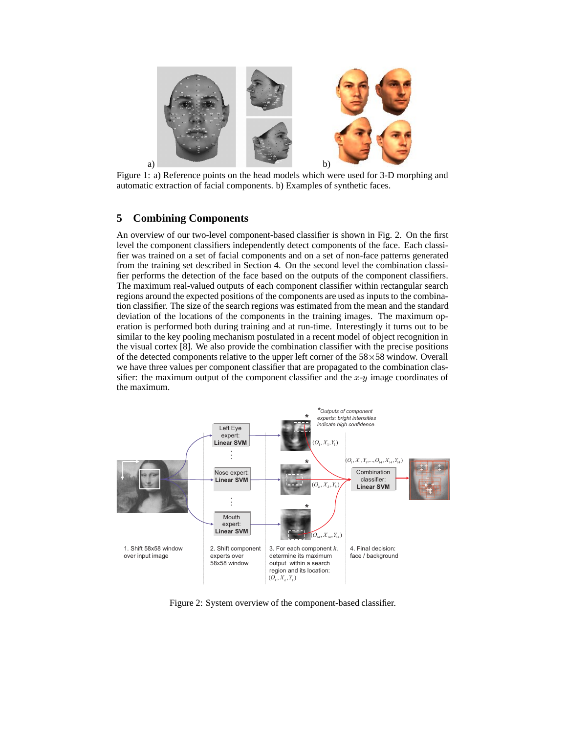Figure 1: a) Reference points on the head models which were used for 3-D morphing and automatic extraction of facial components. b) Examples of synthetic faces.

## 5 Combining Components

An overview of our two-level component-based classifier is shown in Fig. 2. On the first level the component classifiers independently detect components of the face. Each classifier was trained on a set of facial components and on a set of non-face patterns generated from the training set described in Section 4. On the second level the combination classifier performs the detection of the face based on the outputs of the component classifiers. The maximum real-valued outputs of each component classifier within rectangular search regions around the expected positions of the components are used as inputs to the combination classifier. The size of the search regions was estimated from the mean and the standard deviation of the locations of the components in the training images. The maximum operation is performed both during training and at run-time. Interestingly it turns out to be similar to the key pooling mechanism postulated in a recent model of object recognition in the visual cortex [8]. We also provide the combination classifier with the precise positions of the detected components relative to the upper left corner of the $58 \times 58$ window. Overall we have three values per component classifier that are propagated to the combination classifier: the maximum output of the component classifier and the $x$-$y$ image coordinates of the maximum.

Figure 2: System overview of the component-based classifier.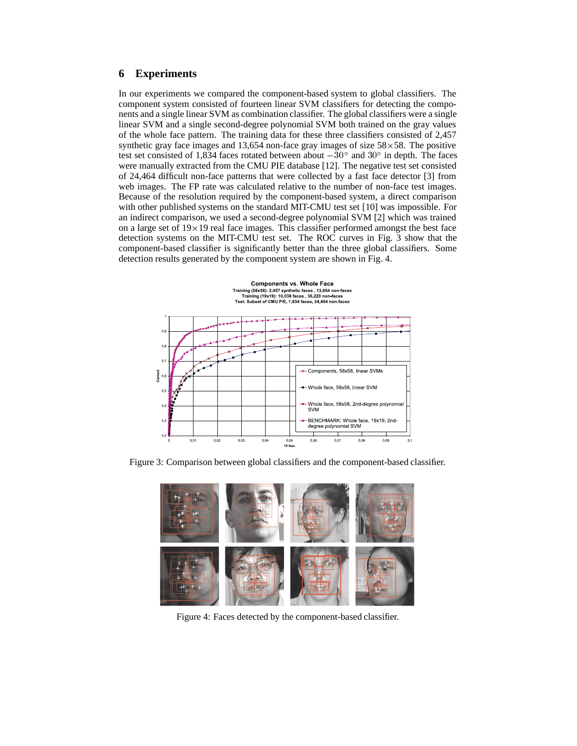## 6 Experiments

In our experiments we compared the component-based system to global classifiers. The component system consisted of fourteen linear SVM classifiers for detecting the components and a single linear SVM as combination classifier. The global classifiers were a single linear SVM and a single second-degree polynomial SVM both trained on the gray values of the whole face pattern. The training data for these three classifiers consisted of 2,457 synthetic gray face images and 13,654 non-face gray images of size $58 \times 58$. The positive test set consisted of 1,834 faces rotated between about $-30^\circ$ and $30^\circ$ in depth. The faces were manually extracted from the CMU PIE database [12]. The negative test set consisted of 24,464 difficult non-face patterns that were collected by a fast face detector [3] from web images. The FP rate was calculated relative to the number of non-face test images. Because of the resolution required by the component-based system, a direct comparison with other published systems on the standard MIT-CMU test set [10] was impossible. For an indirect comparison, we used a second-degree polynomial SVM [2] which was trained on a large set of $19 \times 19$ real face images. This classifier performed amongst the best face detection systems on the MIT-CMU test set. The ROC curves in Fig. 3 show that the component-based classifier is significantly better than the three global classifiers. Some detection results generated by the component system are shown in Fig. 4.

Figure 3: Comparison between global classifiers and the component-based classifier.

Figure 4: Faces detected by the component-based classifier.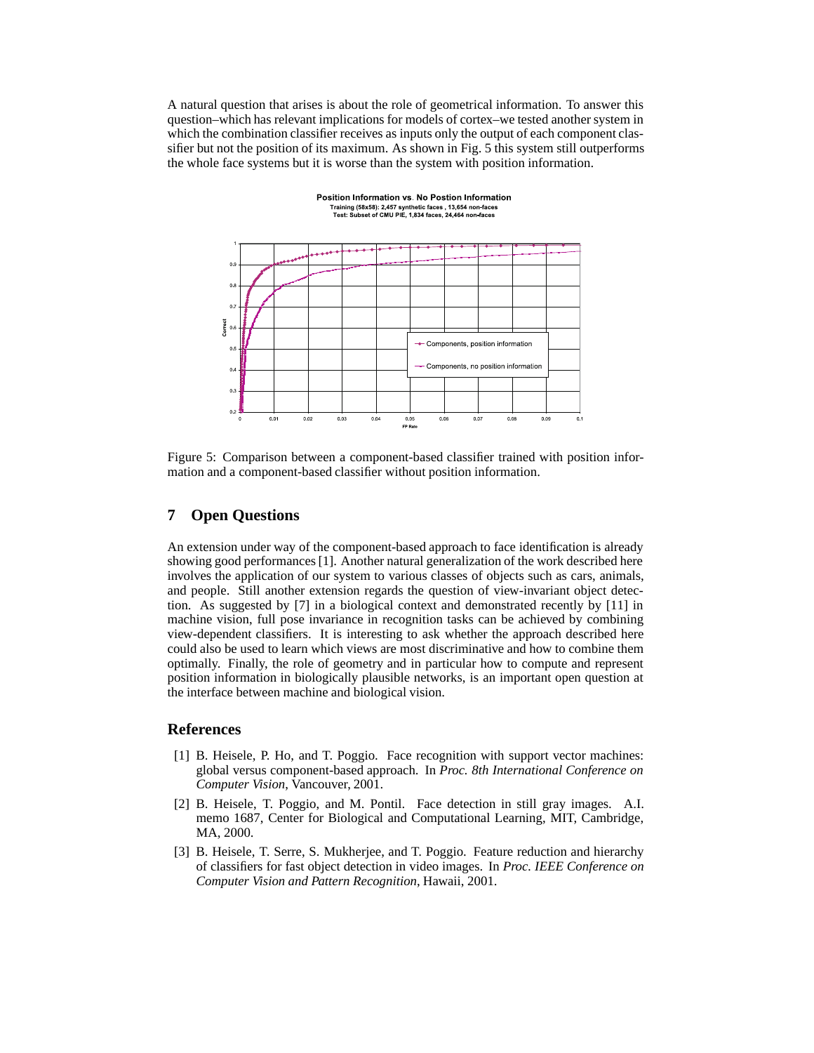A natural question that arises is about the role of geometrical information. To answer this question–which has relevant implications for models of cortex–we tested another system in which the combination classifier receives as inputs only the output of each component classifier but not the position of its maximum. As shown in Fig. 5 this system still outperforms the whole face systems but it is worse than the system with position information.

Figure 5: Comparison between a component-based classifier trained with position information and a component-based classifier without position information.

## 7 Open Questions

An extension under way of the component-based approach to face identification is already showing good performances [1]. Another natural generalization of the work described here involves the application of our system to various classes of objects such as cars, animals, and people. Still another extension regards the question of view-invariant object detection. As suggested by [7] in a biological context and demonstrated recently by [11] in machine vision, full pose invariance in recognition tasks can be achieved by combining view-dependent classifiers. It is interesting to ask whether the approach described here could also be used to learn which views are most discriminative and how to combine them optimally. Finally, the role of geometry and in particular how to compute and represent position information in biologically plausible networks, is an important open question at the interface between machine and biological vision.

## References

[1] B. Heisele, P. Ho, and T. Poggio. Face recognition with support vector machines: global versus component-based approach. In *Proc. 8th International Conference on Computer Vision*, Vancouver, 2001.

[2] B. Heisele, T. Poggio, and M. Pontil. Face detection in still gray images. A.I. memo 1687, Center for Biological and Computational Learning, MIT, Cambridge, MA, 2000.

[3] B. Heisele, T. Serre, S. Mukherjee, and T. Poggio. Feature reduction and hierarchy of classifiers for fast object detection in video images. In *Proc. IEEE Conference on Computer Vision and Pattern Recognition*, Hawaii, 2001.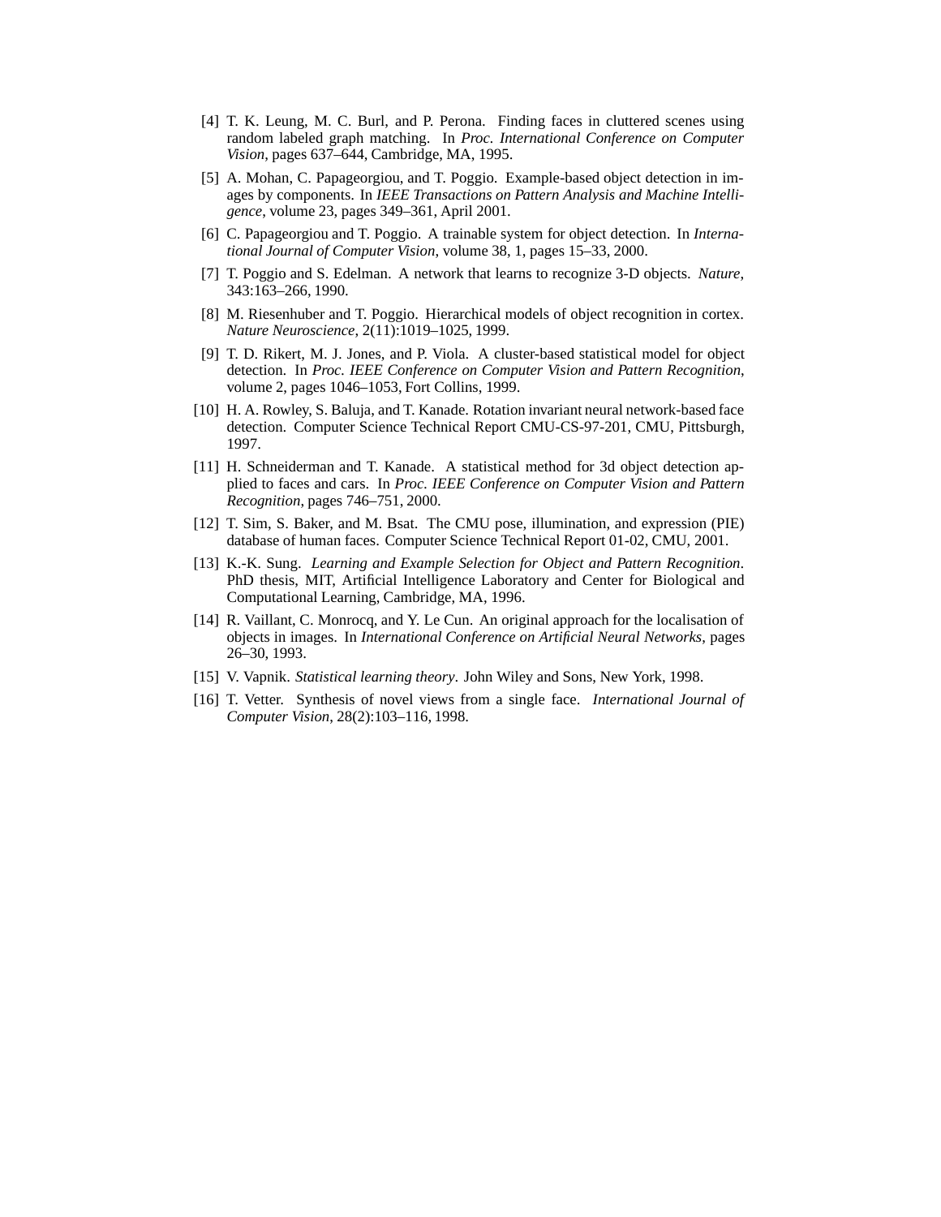[4] T. K. Leung, M. C. Burl, and P. Perona. Finding faces in cluttered scenes using random labeled graph matching. In *Proc. International Conference on Computer Vision*, pages 637–644, Cambridge, MA, 1995.

[5] A. Mohan, C. Papageorgiou, and T. Poggio. Example-based object detection in images by components. In *IEEE Transactions on Pattern Analysis and Machine Intelligence*, volume 23, pages 349–361, April 2001.

[6] C. Papageorgiou and T. Poggio. A trainable system for object detection. In *International Journal of Computer Vision*, volume 38, 1, pages 15–33, 2000.

[7] T. Poggio and S. Edelman. A network that learns to recognize 3-D objects. *Nature*, 343:163–266, 1990.

[8] M. Riesenhuber and T. Poggio. Hierarchical models of object recognition in cortex. *Nature Neuroscience*, 2(11):1019–1025, 1999.

[9] T. D. Rikert, M. J. Jones, and P. Viola. A cluster-based statistical model for object detection. In *Proc. IEEE Conference on Computer Vision and Pattern Recognition*, volume 2, pages 1046–1053, Fort Collins, 1999.

[10] H. A. Rowley, S. Baluja, and T. Kanade. Rotation invariant neural network-based face detection. Computer Science Technical Report CMU-CS-97-201, CMU, Pittsburgh, 1997.

[11] H. Schneiderman and T. Kanade. A statistical method for 3d object detection applied to faces and cars. In *Proc. IEEE Conference on Computer Vision and Pattern Recognition*, pages 746–751, 2000.

[12] T. Sim, S. Baker, and M. Bsat. The CMU pose, illumination, and expression (PIE) database of human faces. Computer Science Technical Report 01-02, CMU, 2001.

[13] K.-K. Sung. *Learning and Example Selection for Object and Pattern Recognition*. PhD thesis, MIT, Artificial Intelligence Laboratory and Center for Biological and Computational Learning, Cambridge, MA, 1996.

[14] R. Vaillant, C. Monrocq, and Y. Le Cun. An original approach for the localisation of objects in images. In *International Conference on Artificial Neural Networks*, pages 26–30, 1993.

[15] V. Vapnik. *Statistical learning theory*. John Wiley and Sons, New York, 1998.

[16] T. Vetter. Synthesis of novel views from a single face. *International Journal of Computer Vision*, 28(2):103–116, 1998.